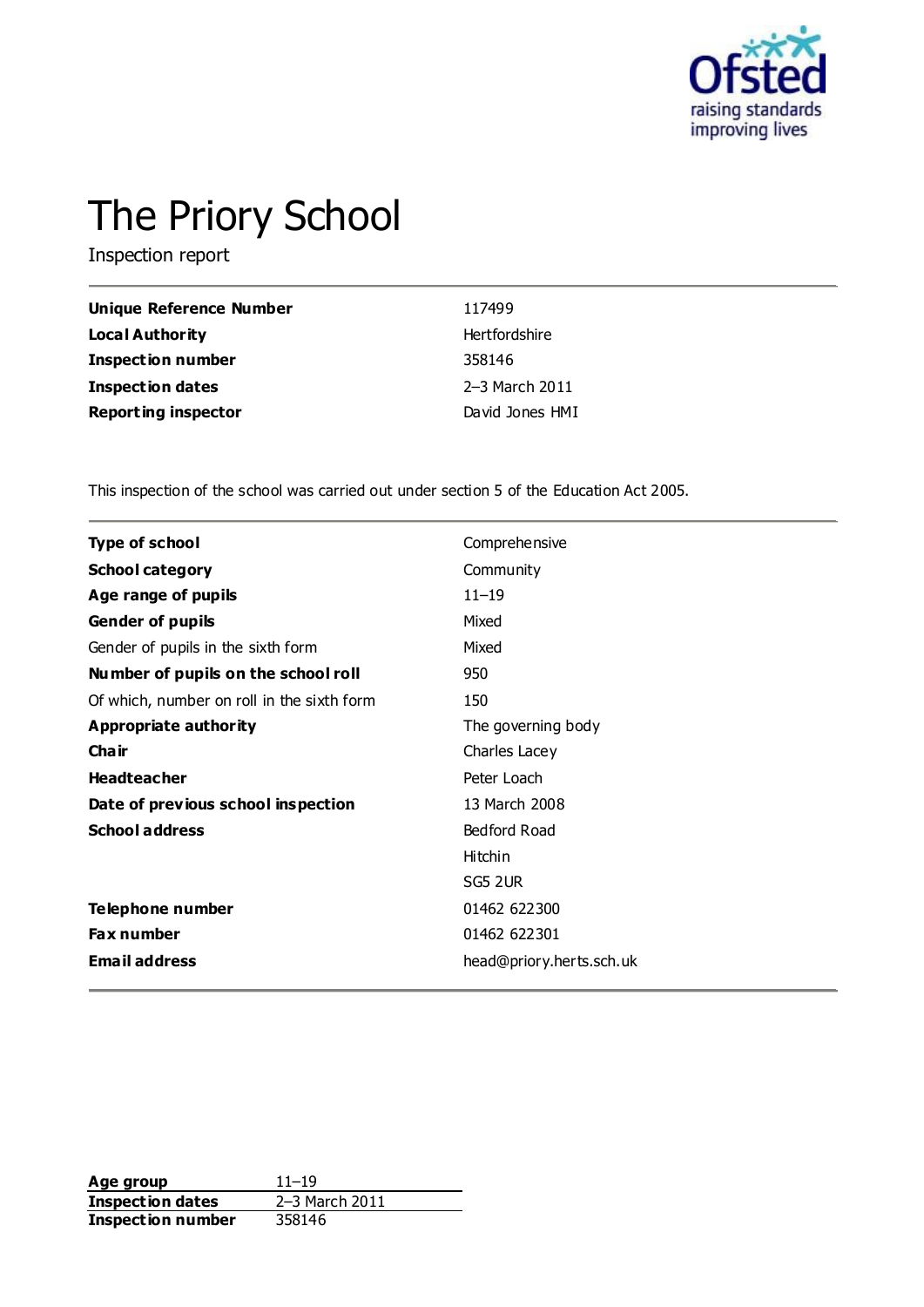# The Priory School

Inspection report

| | |
|---|---|
| **Unique Reference Number** | 117499 |
| **Local Authority** | Hertfordshire |
| **Inspection number** | 358146 |
| **Inspection dates** | 2–3 March 2011 |
| **Reporting inspector** | David Jones HMI |

This inspection of the school was carried out under section 5 of the Education Act 2005.

| | |
|---|---|
| **Type of school** | Comprehensive |
| **School category** | Community |
| **Age range of pupils** | 11–19 |
| **Gender of pupils** | Mixed |
| Gender of pupils in the sixth form | Mixed |
| **Number of pupils on the school roll** | 950 |
| Of which, number on roll in the sixth form | 150 |
| **Appropriate authority** | The governing body |
| **Chair** | Charles Lacey |
| **Headteacher** | Peter Loach |
| **Date of previous school inspection** | 13 March 2008 |
| **School address** | Bedford Road<br>Hitchin<br>SG5 2UR |
| **Telephone number** | 01462 622300 |
| **Fax number** | 01462 622301 |
| **Email address** | head@priory.herts.sch.uk |

| | |
|---|---|
| **Age group** | 11–19 |
| **Inspection dates** | 2–3 March 2011 |
| **Inspection number** | 358146 |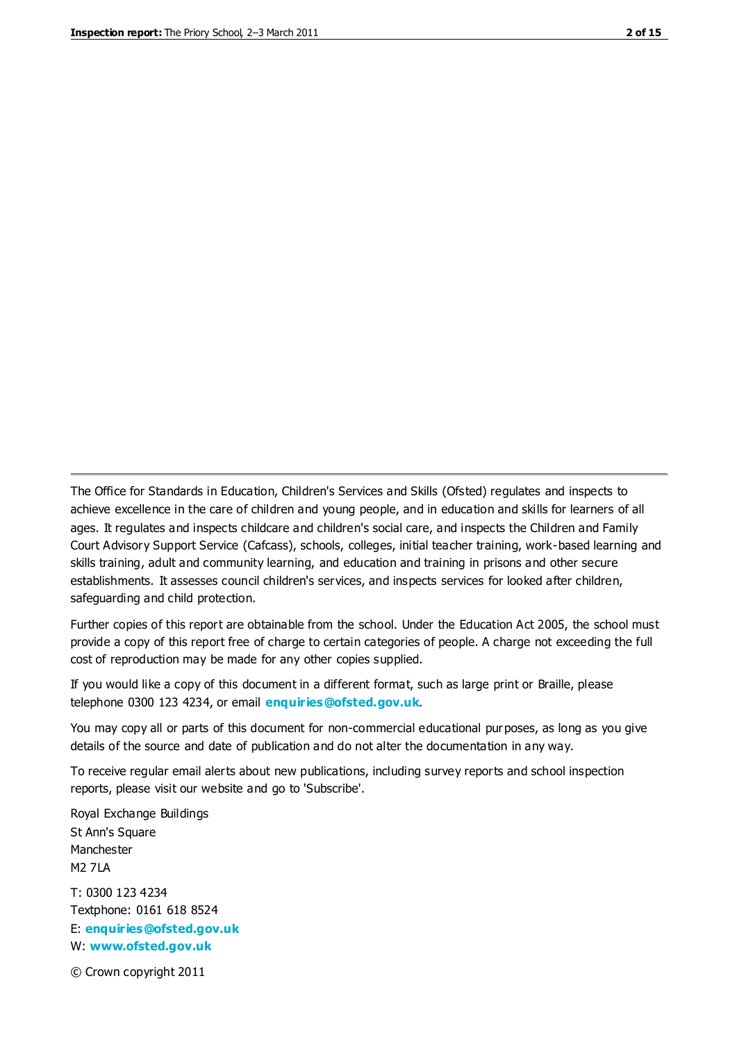The Office for Standards in Education, Children's Services and Skills (Ofsted) regulates and inspects to achieve excellence in the care of children and young people, and in education and skills for learners of all ages. It regulates and inspects childcare and children's social care, and inspects the Children and Family Court Advisory Support Service (Cafcass), schools, colleges, initial teacher training, work-based learning and skills training, adult and community learning, and education and training in prisons and other secure establishments. It assesses council children's services, and inspects services for looked after children, safeguarding and child protection.

Further copies of this report are obtainable from the school. Under the Education Act 2005, the school must provide a copy of this report free of charge to certain categories of people. A charge not exceeding the full cost of reproduction may be made for any other copies supplied.

If you would like a copy of this document in a different format, such as large print or Braille, please telephone 0300 123 4234, or email **enquiries@ofsted.gov.uk**.

You may copy all or parts of this document for non-commercial educational purposes, as long as you give details of the source and date of publication and do not alter the documentation in any way.

To receive regular email alerts about new publications, including survey reports and school inspection reports, please visit our website and go to 'Subscribe'.

Royal Exchange Buildings
St Ann's Square
Manchester
M2 7LA

T: 0300 123 4234
Textphone: 0161 618 8524
E: **enquiries@ofsted.gov.uk**
W: **www.ofsted.gov.uk**

© Crown copyright 2011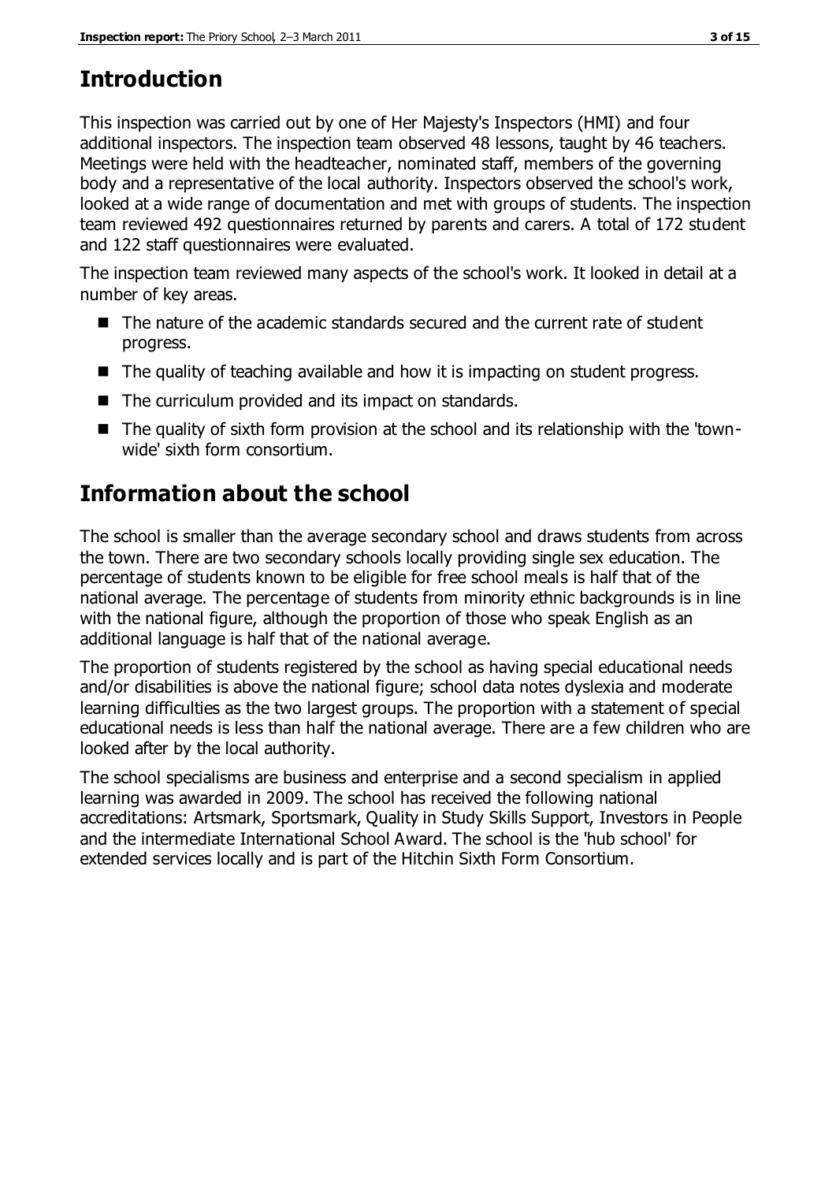## Introduction

This inspection was carried out by one of Her Majesty's Inspectors (HMI) and four additional inspectors. The inspection team observed 48 lessons, taught by 46 teachers. Meetings were held with the headteacher, nominated staff, members of the governing body and a representative of the local authority. Inspectors observed the school's work, looked at a wide range of documentation and met with groups of students. The inspection team reviewed 492 questionnaires returned by parents and carers. A total of 172 student and 122 staff questionnaires were evaluated.

The inspection team reviewed many aspects of the school's work. It looked in detail at a number of key areas.

- The nature of the academic standards secured and the current rate of student progress.
- The quality of teaching available and how it is impacting on student progress.
- The curriculum provided and its impact on standards.
- The quality of sixth form provision at the school and its relationship with the 'town-wide' sixth form consortium.

## Information about the school

The school is smaller than the average secondary school and draws students from across the town. There are two secondary schools locally providing single sex education. The percentage of students known to be eligible for free school meals is half that of the national average. The percentage of students from minority ethnic backgrounds is in line with the national figure, although the proportion of those who speak English as an additional language is half that of the national average.

The proportion of students registered by the school as having special educational needs and/or disabilities is above the national figure; school data notes dyslexia and moderate learning difficulties as the two largest groups. The proportion with a statement of special educational needs is less than half the national average. There are a few children who are looked after by the local authority.

The school specialisms are business and enterprise and a second specialism in applied learning was awarded in 2009. The school has received the following national accreditations: Artsmark, Sportsmark, Quality in Study Skills Support, Investors in People and the intermediate International School Award. The school is the 'hub school' for extended services locally and is part of the Hitchin Sixth Form Consortium.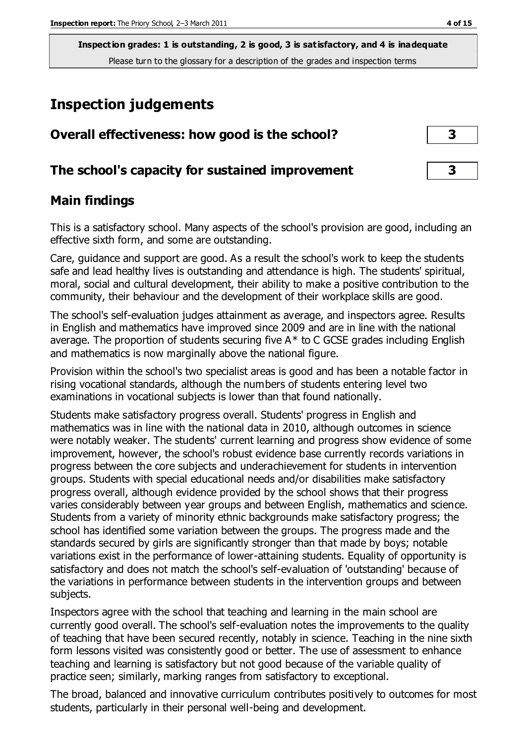**Inspection grades: 1 is outstanding, 2 is good, 3 is satisfactory, and 4 is inadequate**
Please turn to the glossary for a description of the grades and inspection terms

# Inspection judgements

| | |
|---|---|
| **Overall effectiveness: how good is the school?** | **3** |
| **The school's capacity for sustained improvement** | **3** |

## Main findings

This is a satisfactory school. Many aspects of the school's provision are good, including an effective sixth form, and some are outstanding.

Care, guidance and support are good. As a result the school's work to keep the students safe and lead healthy lives is outstanding and attendance is high. The students' spiritual, moral, social and cultural development, their ability to make a positive contribution to the community, their behaviour and the development of their workplace skills are good.

The school's self-evaluation judges attainment as average, and inspectors agree. Results in English and mathematics have improved since 2009 and are in line with the national average. The proportion of students securing five A* to C GCSE grades including English and mathematics is now marginally above the national figure.

Provision within the school's two specialist areas is good and has been a notable factor in rising vocational standards, although the numbers of students entering level two examinations in vocational subjects is lower than that found nationally.

Students make satisfactory progress overall. Students' progress in English and mathematics was in line with the national data in 2010, although outcomes in science were notably weaker. The students' current learning and progress show evidence of some improvement, however, the school's robust evidence base currently records variations in progress between the core subjects and underachievement for students in intervention groups. Students with special educational needs and/or disabilities make satisfactory progress overall, although evidence provided by the school shows that their progress varies considerably between year groups and between English, mathematics and science. Students from a variety of minority ethnic backgrounds make satisfactory progress; the school has identified some variation between the groups. The progress made and the standards secured by girls are significantly stronger than that made by boys; notable variations exist in the performance of lower-attaining students. Equality of opportunity is satisfactory and does not match the school's self-evaluation of 'outstanding' because of the variations in performance between students in the intervention groups and between subjects.

Inspectors agree with the school that teaching and learning in the main school are currently good overall. The school's self-evaluation notes the improvements to the quality of teaching that have been secured recently, notably in science. Teaching in the nine sixth form lessons visited was consistently good or better. The use of assessment to enhance teaching and learning is satisfactory but not good because of the variable quality of practice seen; similarly, marking ranges from satisfactory to exceptional.

The broad, balanced and innovative curriculum contributes positively to outcomes for most students, particularly in their personal well-being and development.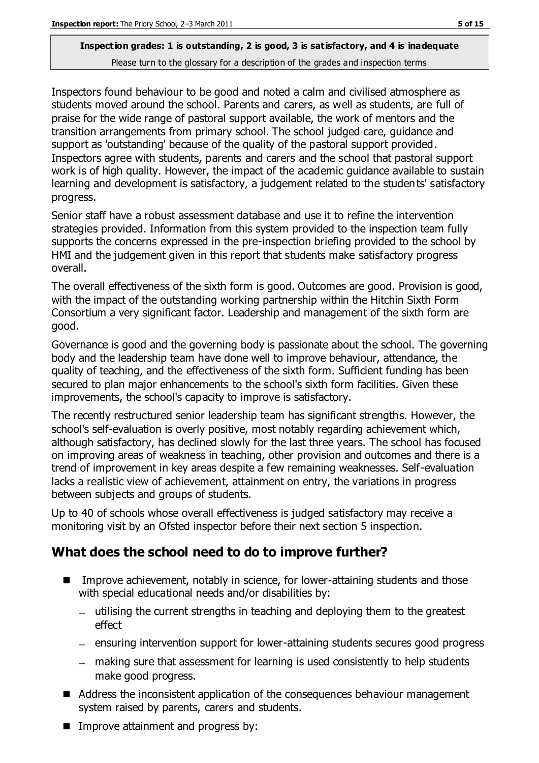**Inspection grades: 1 is outstanding, 2 is good, 3 is satisfactory, and 4 is inadequate**
Please turn to the glossary for a description of the grades and inspection terms

Inspectors found behaviour to be good and noted a calm and civilised atmosphere as students moved around the school. Parents and carers, as well as students, are full of praise for the wide range of pastoral support available, the work of mentors and the transition arrangements from primary school. The school judged care, guidance and support as 'outstanding' because of the quality of the pastoral support provided. Inspectors agree with students, parents and carers and the school that pastoral support work is of high quality. However, the impact of the academic guidance available to sustain learning and development is satisfactory, a judgement related to the students' satisfactory progress.

Senior staff have a robust assessment database and use it to refine the intervention strategies provided. Information from this system provided to the inspection team fully supports the concerns expressed in the pre-inspection briefing provided to the school by HMI and the judgement given in this report that students make satisfactory progress overall.

The overall effectiveness of the sixth form is good. Outcomes are good. Provision is good, with the impact of the outstanding working partnership within the Hitchin Sixth Form Consortium a very significant factor. Leadership and management of the sixth form are good.

Governance is good and the governing body is passionate about the school. The governing body and the leadership team have done well to improve behaviour, attendance, the quality of teaching, and the effectiveness of the sixth form. Sufficient funding has been secured to plan major enhancements to the school's sixth form facilities. Given these improvements, the school's capacity to improve is satisfactory.

The recently restructured senior leadership team has significant strengths. However, the school's self-evaluation is overly positive, most notably regarding achievement which, although satisfactory, has declined slowly for the last three years. The school has focused on improving areas of weakness in teaching, other provision and outcomes and there is a trend of improvement in key areas despite a few remaining weaknesses. Self-evaluation lacks a realistic view of achievement, attainment on entry, the variations in progress between subjects and groups of students.

Up to 40 of schools whose overall effectiveness is judged satisfactory may receive a monitoring visit by an Ofsted inspector before their next section 5 inspection.

## What does the school need to do to improve further?

- Improve achievement, notably in science, for lower-attaining students and those with special educational needs and/or disabilities by:
  - utilising the current strengths in teaching and deploying them to the greatest effect
  - ensuring intervention support for lower-attaining students secures good progress
  - making sure that assessment for learning is used consistently to help students make good progress.
- Address the inconsistent application of the consequences behaviour management system raised by parents, carers and students.
- Improve attainment and progress by: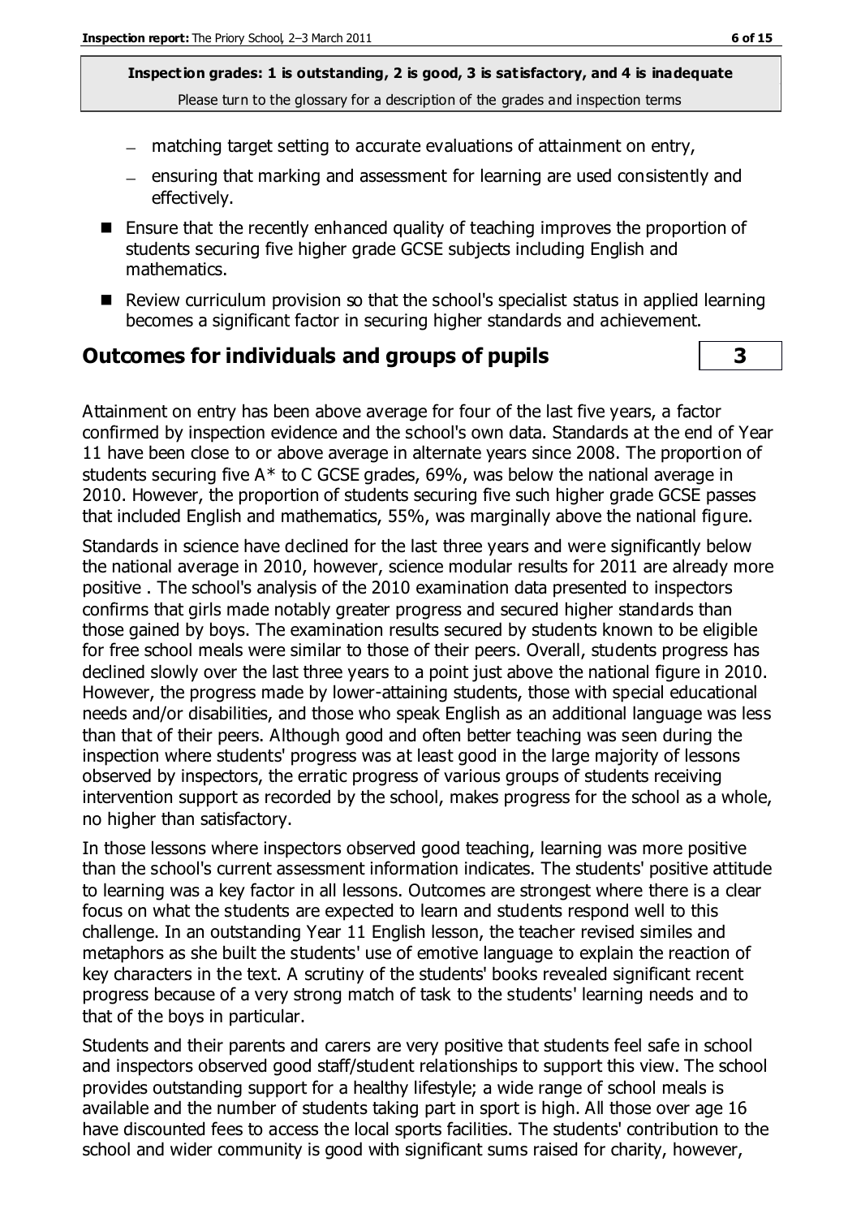**Inspection grades: 1 is outstanding, 2 is good, 3 is satisfactory, and 4 is inadequate**
Please turn to the glossary for a description of the grades and inspection terms

- matching target setting to accurate evaluations of attainment on entry,
- ensuring that marking and assessment for learning are used consistently and effectively.

- Ensure that the recently enhanced quality of teaching improves the proportion of students securing five higher grade GCSE subjects including English and mathematics.
- Review curriculum provision so that the school's specialist status in applied learning becomes a significant factor in securing higher standards and achievement.

## Outcomes for individuals and groups of pupils | 3

Attainment on entry has been above average for four of the last five years, a factor confirmed by inspection evidence and the school's own data. Standards at the end of Year 11 have been close to or above average in alternate years since 2008. The proportion of students securing five A* to C GCSE grades, 69%, was below the national average in 2010. However, the proportion of students securing five such higher grade GCSE passes that included English and mathematics, 55%, was marginally above the national figure.

Standards in science have declined for the last three years and were significantly below the national average in 2010, however, science modular results for 2011 are already more positive . The school's analysis of the 2010 examination data presented to inspectors confirms that girls made notably greater progress and secured higher standards than those gained by boys. The examination results secured by students known to be eligible for free school meals were similar to those of their peers. Overall, students progress has declined slowly over the last three years to a point just above the national figure in 2010. However, the progress made by lower-attaining students, those with special educational needs and/or disabilities, and those who speak English as an additional language was less than that of their peers. Although good and often better teaching was seen during the inspection where students' progress was at least good in the large majority of lessons observed by inspectors, the erratic progress of various groups of students receiving intervention support as recorded by the school, makes progress for the school as a whole, no higher than satisfactory.

In those lessons where inspectors observed good teaching, learning was more positive than the school's current assessment information indicates. The students' positive attitude to learning was a key factor in all lessons. Outcomes are strongest where there is a clear focus on what the students are expected to learn and students respond well to this challenge. In an outstanding Year 11 English lesson, the teacher revised similes and metaphors as she built the students' use of emotive language to explain the reaction of key characters in the text. A scrutiny of the students' books revealed significant recent progress because of a very strong match of task to the students' learning needs and to that of the boys in particular.

Students and their parents and carers are very positive that students feel safe in school and inspectors observed good staff/student relationships to support this view. The school provides outstanding support for a healthy lifestyle; a wide range of school meals is available and the number of students taking part in sport is high. All those over age 16 have discounted fees to access the local sports facilities. The students' contribution to the school and wider community is good with significant sums raised for charity, however,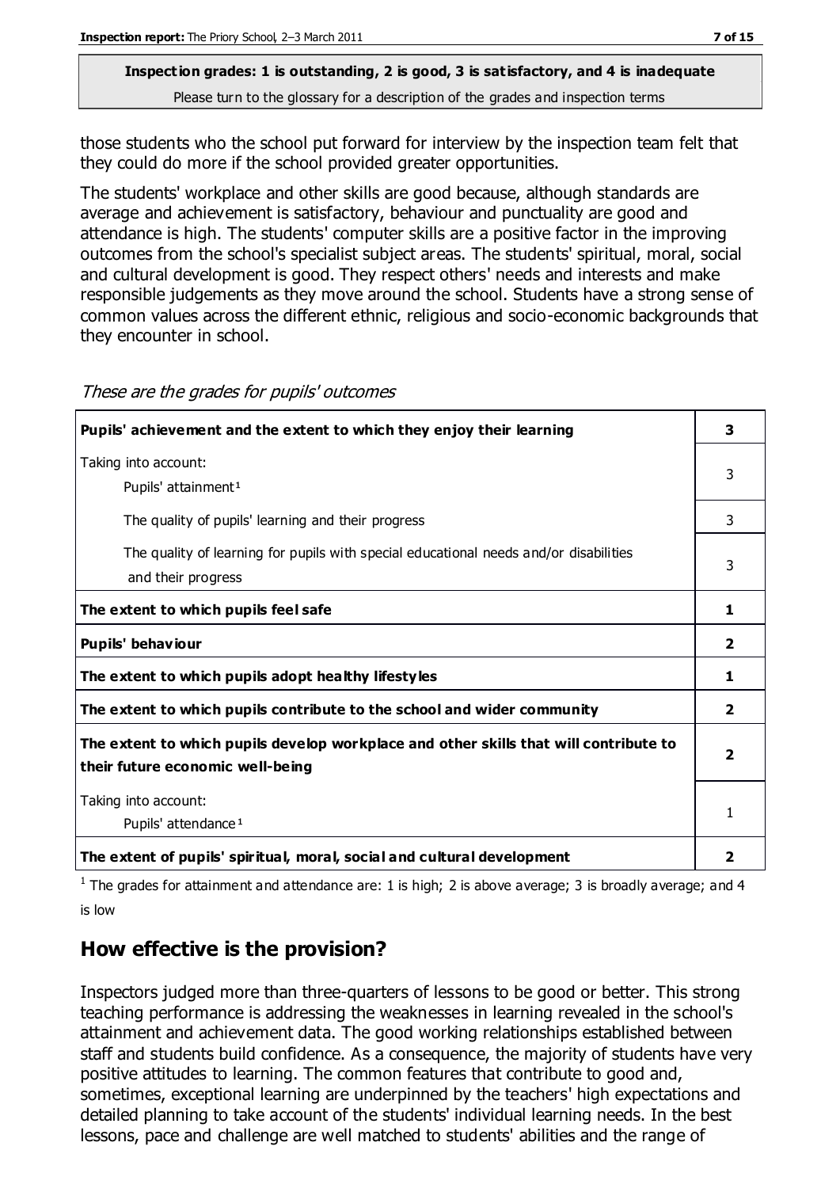**Inspection grades: 1 is outstanding, 2 is good, 3 is satisfactory, and 4 is inadequate**

Please turn to the glossary for a description of the grades and inspection terms

those students who the school put forward for interview by the inspection team felt that they could do more if the school provided greater opportunities.

The students' workplace and other skills are good because, although standards are average and achievement is satisfactory, behaviour and punctuality are good and attendance is high. The students' computer skills are a positive factor in the improving outcomes from the school's specialist subject areas. The students' spiritual, moral, social and cultural development is good. They respect others' needs and interests and make responsible judgements as they move around the school. Students have a strong sense of common values across the different ethnic, religious and socio-economic backgrounds that they encounter in school.

*These are the grades for pupils' outcomes*

| | |
|---|---|
| **Pupils' achievement and the extent to which they enjoy their learning** | **3** |
| Taking into account: Pupils' attainment[1] | 3 |
| The quality of pupils' learning and their progress | 3 |
| The quality of learning for pupils with special educational needs and/or disabilities and their progress | 3 |
| **The extent to which pupils feel safe** | **1** |
| **Pupils' behaviour** | **2** |
| **The extent to which pupils adopt healthy lifestyles** | **1** |
| **The extent to which pupils contribute to the school and wider community** | **2** |
| **The extent to which pupils develop workplace and other skills that will contribute to their future economic well-being** | **2** |
| Taking into account: Pupils' attendance[1] | 1 |
| **The extent of pupils' spiritual, moral, social and cultural development** | **2** |

[1] The grades for attainment and attendance are: 1 is high; 2 is above average; 3 is broadly average; and 4 is low

## How effective is the provision?

Inspectors judged more than three-quarters of lessons to be good or better. This strong teaching performance is addressing the weaknesses in learning revealed in the school's attainment and achievement data. The good working relationships established between staff and students build confidence. As a consequence, the majority of students have very positive attitudes to learning. The common features that contribute to good and, sometimes, exceptional learning are underpinned by the teachers' high expectations and detailed planning to take account of the students' individual learning needs. In the best lessons, pace and challenge are well matched to students' abilities and the range of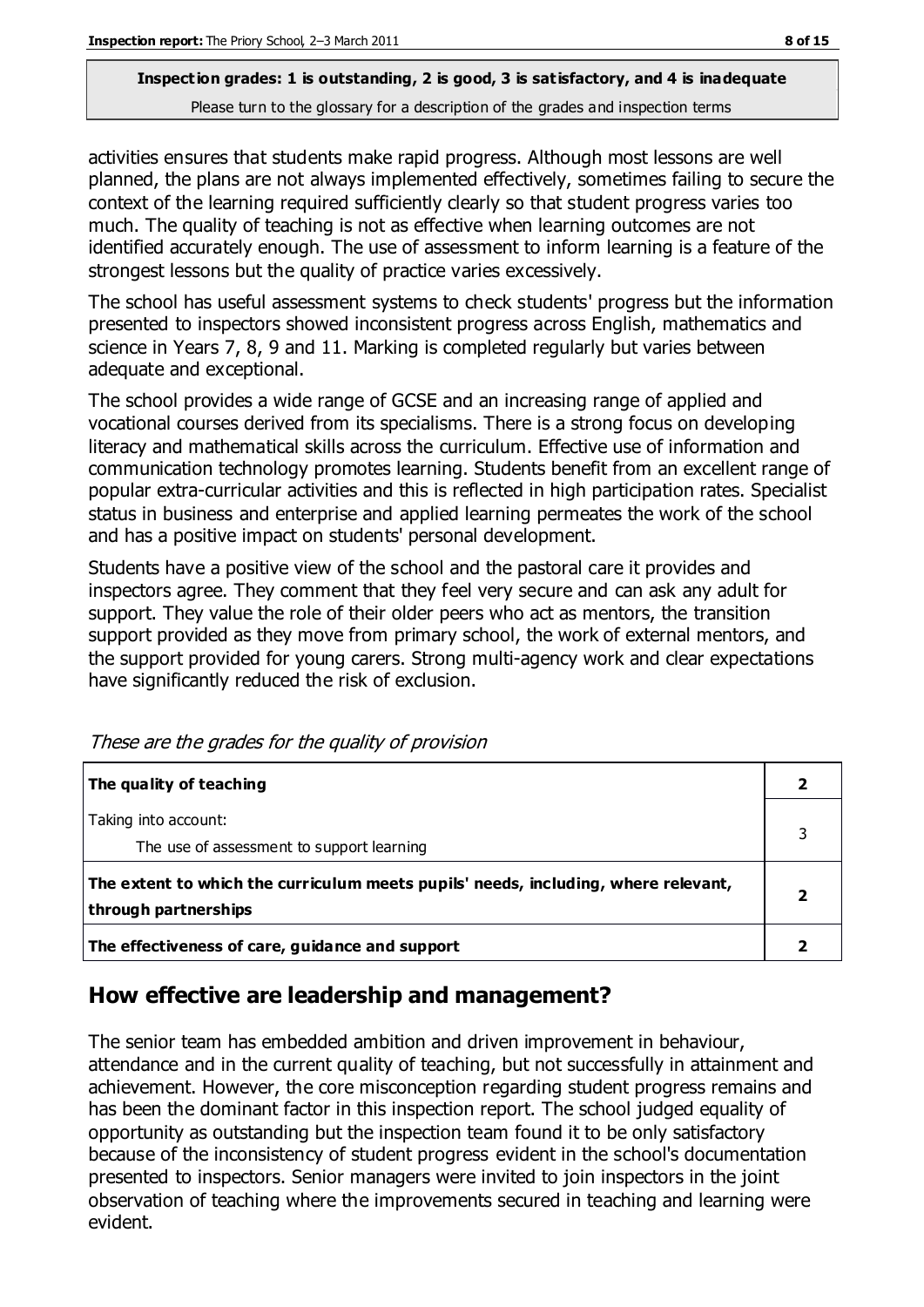**Inspection grades: 1 is outstanding, 2 is good, 3 is satisfactory, and 4 is inadequate**
Please turn to the glossary for a description of the grades and inspection terms

activities ensures that students make rapid progress. Although most lessons are well planned, the plans are not always implemented effectively, sometimes failing to secure the context of the learning required sufficiently clearly so that student progress varies too much. The quality of teaching is not as effective when learning outcomes are not identified accurately enough. The use of assessment to inform learning is a feature of the strongest lessons but the quality of practice varies excessively.

The school has useful assessment systems to check students' progress but the information presented to inspectors showed inconsistent progress across English, mathematics and science in Years 7, 8, 9 and 11. Marking is completed regularly but varies between adequate and exceptional.

The school provides a wide range of GCSE and an increasing range of applied and vocational courses derived from its specialisms. There is a strong focus on developing literacy and mathematical skills across the curriculum. Effective use of information and communication technology promotes learning. Students benefit from an excellent range of popular extra-curricular activities and this is reflected in high participation rates. Specialist status in business and enterprise and applied learning permeates the work of the school and has a positive impact on students' personal development.

Students have a positive view of the school and the pastoral care it provides and inspectors agree. They comment that they feel very secure and can ask any adult for support. They value the role of their older peers who act as mentors, the transition support provided as they move from primary school, the work of external mentors, and the support provided for young carers. Strong multi-agency work and clear expectations have significantly reduced the risk of exclusion.

*These are the grades for the quality of provision*

| | |
|---|---|
| **The quality of teaching** | **2** |
| Taking into account:<br>The use of assessment to support learning | 3 |
| **The extent to which the curriculum meets pupils' needs, including, where relevant, through partnerships** | **2** |
| **The effectiveness of care, guidance and support** | **2** |

## How effective are leadership and management?

The senior team has embedded ambition and driven improvement in behaviour, attendance and in the current quality of teaching, but not successfully in attainment and achievement. However, the core misconception regarding student progress remains and has been the dominant factor in this inspection report. The school judged equality of opportunity as outstanding but the inspection team found it to be only satisfactory because of the inconsistency of student progress evident in the school's documentation presented to inspectors. Senior managers were invited to join inspectors in the joint observation of teaching where the improvements secured in teaching and learning were evident.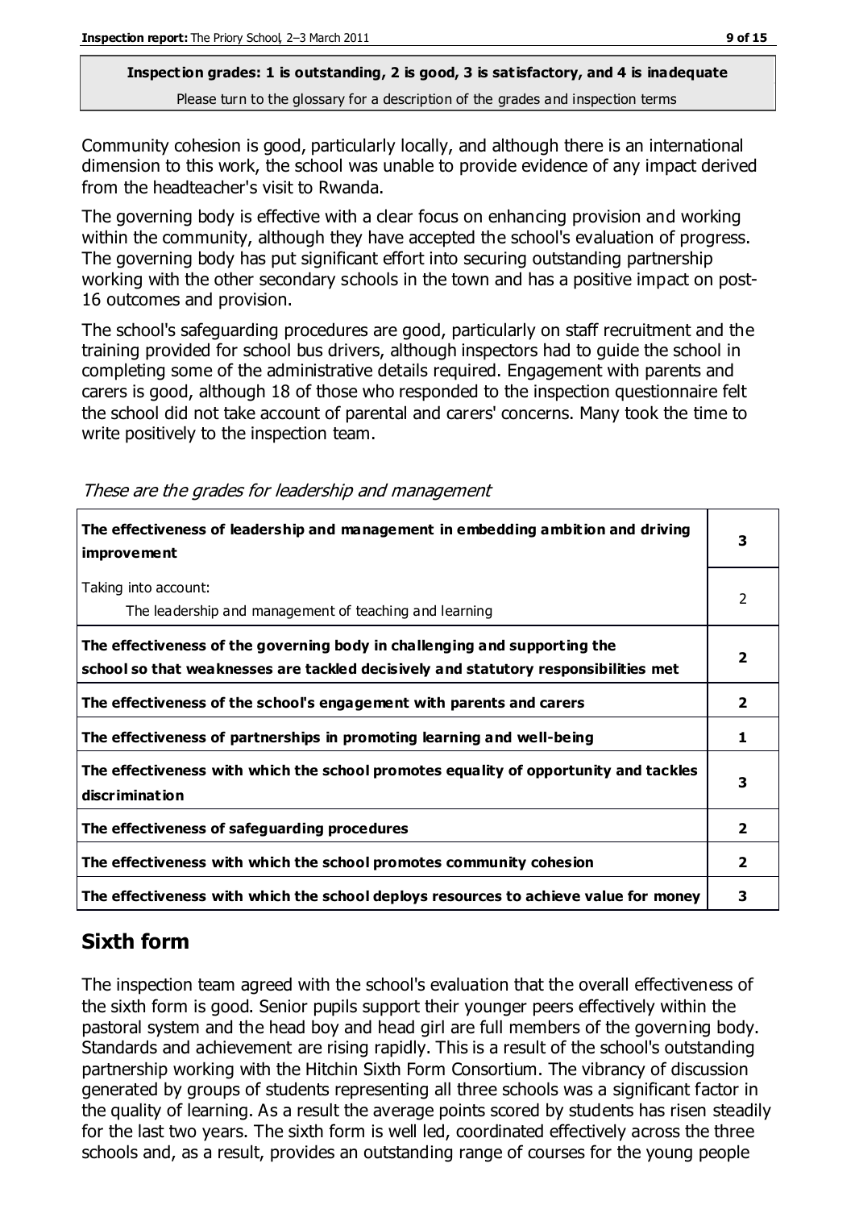**Inspection grades: 1 is outstanding, 2 is good, 3 is satisfactory, and 4 is inadequate**
Please turn to the glossary for a description of the grades and inspection terms

Community cohesion is good, particularly locally, and although there is an international dimension to this work, the school was unable to provide evidence of any impact derived from the headteacher's visit to Rwanda.

The governing body is effective with a clear focus on enhancing provision and working within the community, although they have accepted the school's evaluation of progress. The governing body has put significant effort into securing outstanding partnership working with the other secondary schools in the town and has a positive impact on post-16 outcomes and provision.

The school's safeguarding procedures are good, particularly on staff recruitment and the training provided for school bus drivers, although inspectors had to guide the school in completing some of the administrative details required. Engagement with parents and carers is good, although 18 of those who responded to the inspection questionnaire felt the school did not take account of parental and carers' concerns. Many took the time to write positively to the inspection team.

*These are the grades for leadership and management*

| | |
|---|---|
| **The effectiveness of leadership and management in embedding ambition and driving improvement** | **3** |
| Taking into account: The leadership and management of teaching and learning | 2 |
| **The effectiveness of the governing body in challenging and supporting the school so that weaknesses are tackled decisively and statutory responsibilities met** | **2** |
| **The effectiveness of the school's engagement with parents and carers** | **2** |
| **The effectiveness of partnerships in promoting learning and well-being** | **1** |
| **The effectiveness with which the school promotes equality of opportunity and tackles discrimination** | **3** |
| **The effectiveness of safeguarding procedures** | **2** |
| **The effectiveness with which the school promotes community cohesion** | **2** |
| **The effectiveness with which the school deploys resources to achieve value for money** | **3** |

## Sixth form

The inspection team agreed with the school's evaluation that the overall effectiveness of the sixth form is good. Senior pupils support their younger peers effectively within the pastoral system and the head boy and head girl are full members of the governing body. Standards and achievement are rising rapidly. This is a result of the school's outstanding partnership working with the Hitchin Sixth Form Consortium. The vibrancy of discussion generated by groups of students representing all three schools was a significant factor in the quality of learning. As a result the average points scored by students has risen steadily for the last two years. The sixth form is well led, coordinated effectively across the three schools and, as a result, provides an outstanding range of courses for the young people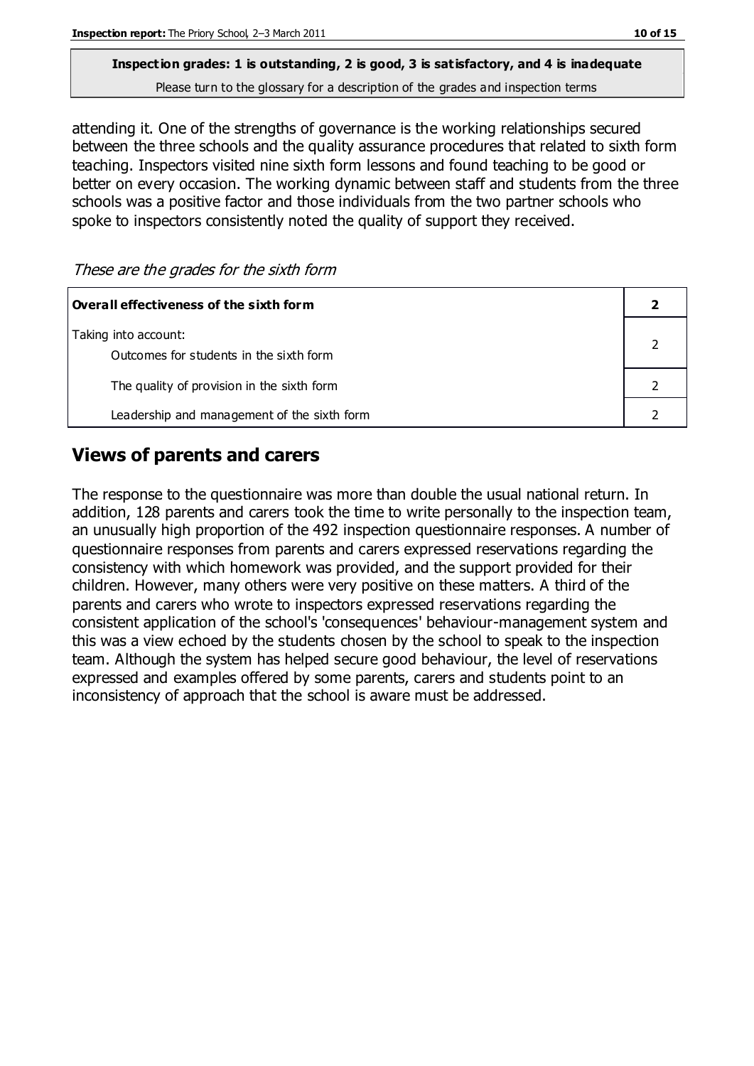**Inspection grades: 1 is outstanding, 2 is good, 3 is satisfactory, and 4 is inadequate**

Please turn to the glossary for a description of the grades and inspection terms

attending it. One of the strengths of governance is the working relationships secured between the three schools and the quality assurance procedures that related to sixth form teaching. Inspectors visited nine sixth form lessons and found teaching to be good or better on every occasion. The working dynamic between staff and students from the three schools was a positive factor and those individuals from the two partner schools who spoke to inspectors consistently noted the quality of support they received.

*These are the grades for the sixth form*

| **Overall effectiveness of the sixth form** | **2** |
|---|---|
| Taking into account:<br>Outcomes for students in the sixth form | 2 |
| The quality of provision in the sixth form | 2 |
| Leadership and management of the sixth form | 2 |

## Views of parents and carers

The response to the questionnaire was more than double the usual national return. In addition, 128 parents and carers took the time to write personally to the inspection team, an unusually high proportion of the 492 inspection questionnaire responses. A number of questionnaire responses from parents and carers expressed reservations regarding the consistency with which homework was provided, and the support provided for their children. However, many others were very positive on these matters. A third of the parents and carers who wrote to inspectors expressed reservations regarding the consistent application of the school's 'consequences' behaviour-management system and this was a view echoed by the students chosen by the school to speak to the inspection team. Although the system has helped secure good behaviour, the level of reservations expressed and examples offered by some parents, carers and students point to an inconsistency of approach that the school is aware must be addressed.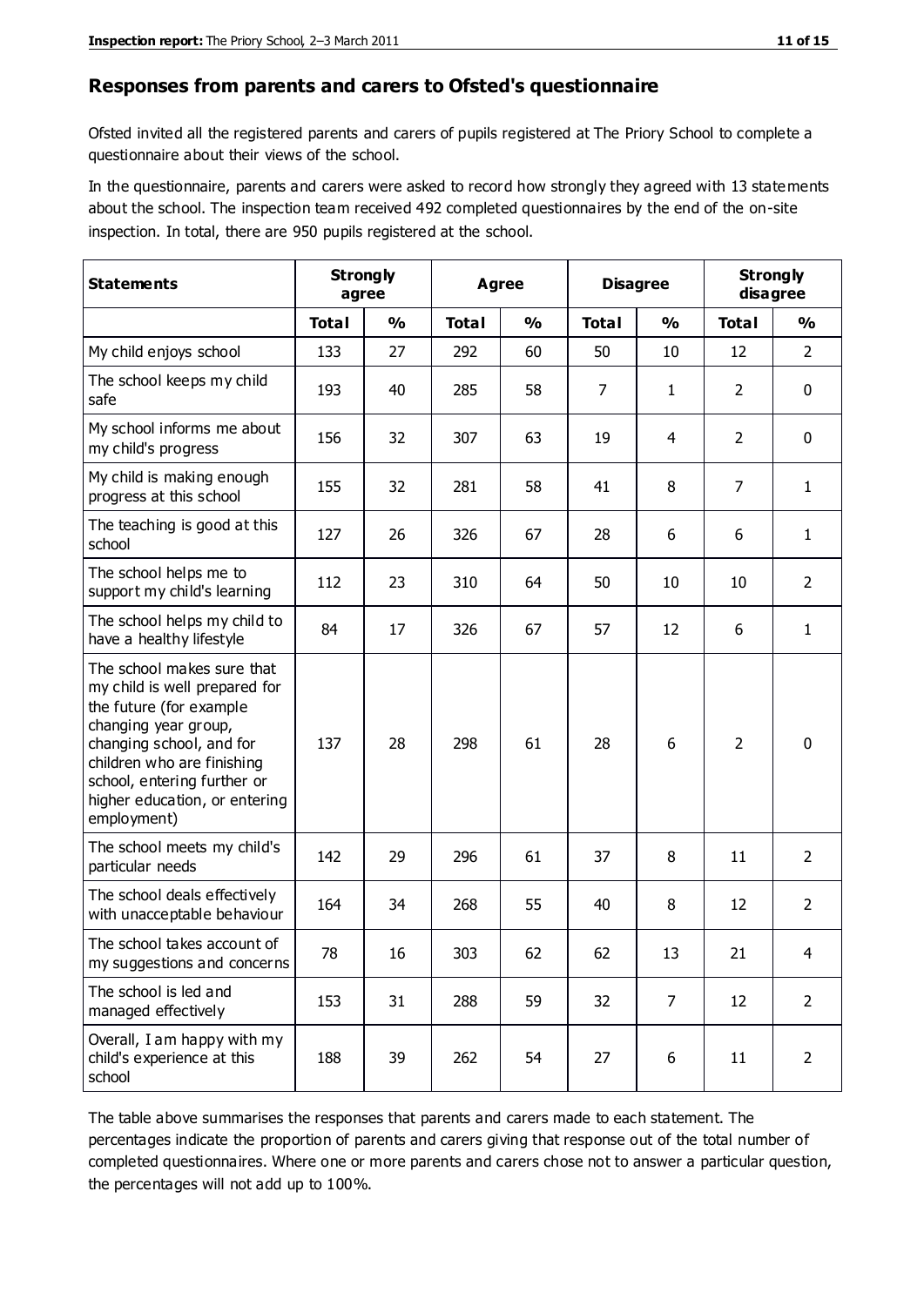## Responses from parents and carers to Ofsted's questionnaire

Ofsted invited all the registered parents and carers of pupils registered at The Priory School to complete a questionnaire about their views of the school.

In the questionnaire, parents and carers were asked to record how strongly they agreed with 13 statements about the school. The inspection team received 492 completed questionnaires by the end of the on-site inspection. In total, there are 950 pupils registered at the school.

| Statements | Strongly agree | | Agree | | Disagree | | Strongly disagree | |
|---|---|---|---|---|---|---|---|---|
| | Total | % | Total | % | Total | % | Total | % |
| My child enjoys school | 133 | 27 | 292 | 60 | 50 | 10 | 12 | 2 |
| The school keeps my child safe | 193 | 40 | 285 | 58 | 7 | 1 | 2 | 0 |
| My school informs me about my child's progress | 156 | 32 | 307 | 63 | 19 | 4 | 2 | 0 |
| My child is making enough progress at this school | 155 | 32 | 281 | 58 | 41 | 8 | 7 | 1 |
| The teaching is good at this school | 127 | 26 | 326 | 67 | 28 | 6 | 6 | 1 |
| The school helps me to support my child's learning | 112 | 23 | 310 | 64 | 50 | 10 | 10 | 2 |
| The school helps my child to have a healthy lifestyle | 84 | 17 | 326 | 67 | 57 | 12 | 6 | 1 |
| The school makes sure that my child is well prepared for the future (for example changing year group, changing school, and for children who are finishing school, entering further or higher education, or entering employment) | 137 | 28 | 298 | 61 | 28 | 6 | 2 | 0 |
| The school meets my child's particular needs | 142 | 29 | 296 | 61 | 37 | 8 | 11 | 2 |
| The school deals effectively with unacceptable behaviour | 164 | 34 | 268 | 55 | 40 | 8 | 12 | 2 |
| The school takes account of my suggestions and concerns | 78 | 16 | 303 | 62 | 62 | 13 | 21 | 4 |
| The school is led and managed effectively | 153 | 31 | 288 | 59 | 32 | 7 | 12 | 2 |
| Overall, I am happy with my child's experience at this school | 188 | 39 | 262 | 54 | 27 | 6 | 11 | 2 |

The table above summarises the responses that parents and carers made to each statement. The percentages indicate the proportion of parents and carers giving that response out of the total number of completed questionnaires. Where one or more parents and carers chose not to answer a particular question, the percentages will not add up to 100%.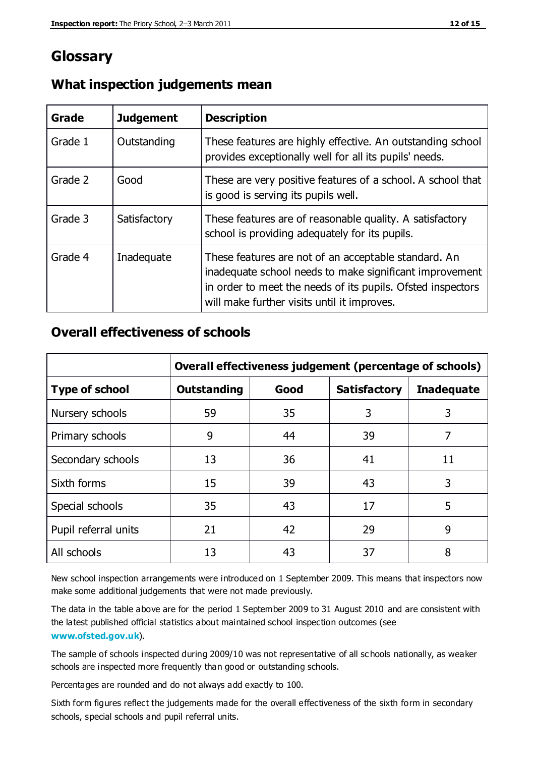# Glossary

## What inspection judgements mean

| Grade | Judgement | Description |
|---|---|---|
| Grade 1 | Outstanding | These features are highly effective. An outstanding school provides exceptionally well for all its pupils' needs. |
| Grade 2 | Good | These are very positive features of a school. A school that is good is serving its pupils well. |
| Grade 3 | Satisfactory | These features are of reasonable quality. A satisfactory school is providing adequately for its pupils. |
| Grade 4 | Inadequate | These features are not of an acceptable standard. An inadequate school needs to make significant improvement in order to meet the needs of its pupils. Ofsted inspectors will make further visits until it improves. |

## Overall effectiveness of schools

| | Overall effectiveness judgement (percentage of schools) | | | |
|---|---|---|---|---|
| **Type of school** | **Outstanding** | **Good** | **Satisfactory** | **Inadequate** |
| Nursery schools | 59 | 35 | 3 | 3 |
| Primary schools | 9 | 44 | 39 | 7 |
| Secondary schools | 13 | 36 | 41 | 11 |
| Sixth forms | 15 | 39 | 43 | 3 |
| Special schools | 35 | 43 | 17 | 5 |
| Pupil referral units | 21 | 42 | 29 | 9 |
| All schools | 13 | 43 | 37 | 8 |

New school inspection arrangements were introduced on 1 September 2009. This means that inspectors now make some additional judgements that were not made previously.

The data in the table above are for the period 1 September 2009 to 31 August 2010 and are consistent with the latest published official statistics about maintained school inspection outcomes (see **www.ofsted.gov.uk**).

The sample of schools inspected during 2009/10 was not representative of all schools nationally, as weaker schools are inspected more frequently than good or outstanding schools.

Percentages are rounded and do not always add exactly to 100.

Sixth form figures reflect the judgements made for the overall effectiveness of the sixth form in secondary schools, special schools and pupil referral units.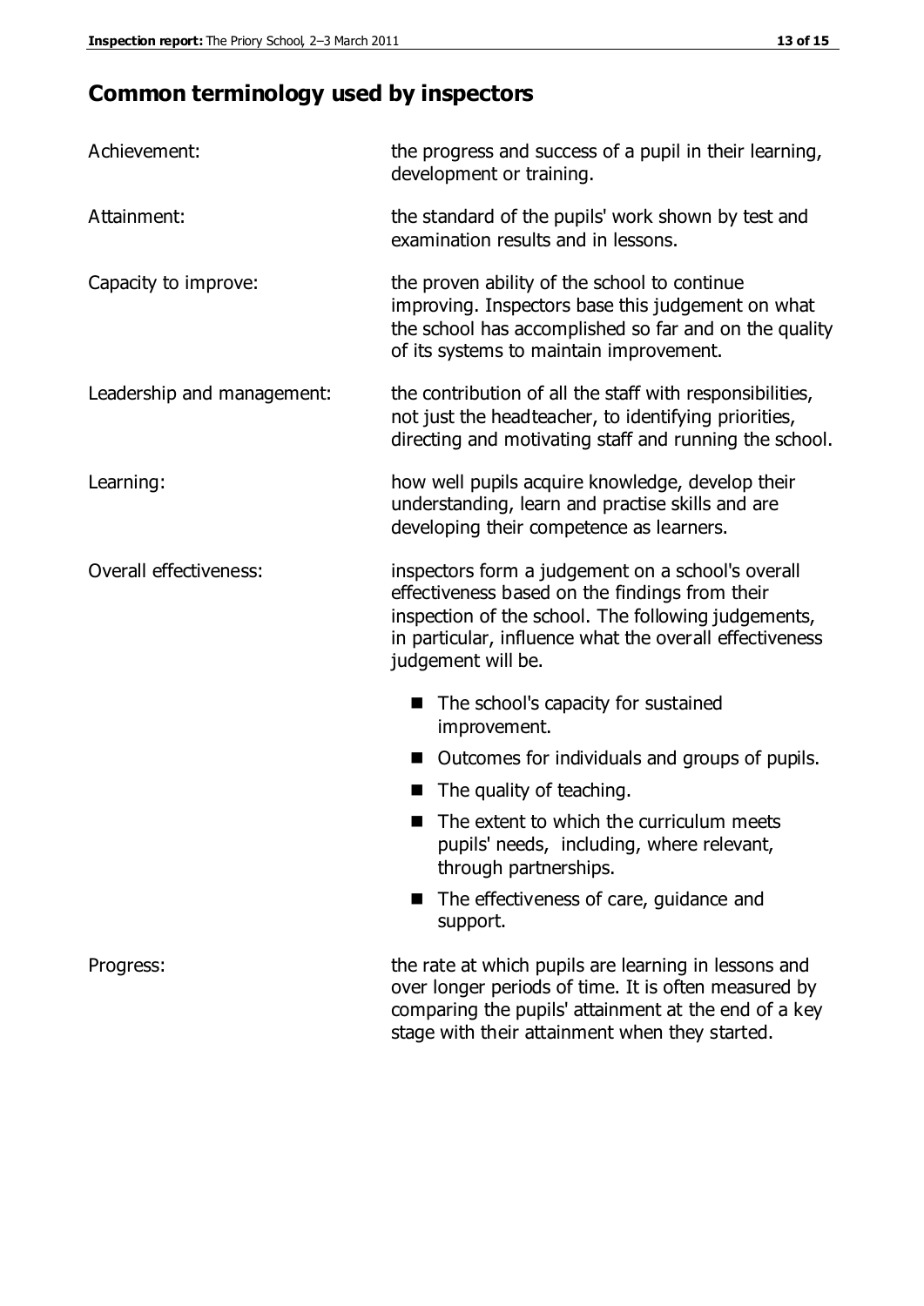## Common terminology used by inspectors

**Achievement:** the progress and success of a pupil in their learning, development or training.

**Attainment:** the standard of the pupils' work shown by test and examination results and in lessons.

**Capacity to improve:** the proven ability of the school to continue improving. Inspectors base this judgement on what the school has accomplished so far and on the quality of its systems to maintain improvement.

**Leadership and management:** the contribution of all the staff with responsibilities, not just the headteacher, to identifying priorities, directing and motivating staff and running the school.

**Learning:** how well pupils acquire knowledge, develop their understanding, learn and practise skills and are developing their competence as learners.

**Overall effectiveness:** inspectors form a judgement on a school's overall effectiveness based on the findings from their inspection of the school. The following judgements, in particular, influence what the overall effectiveness judgement will be.

- The school's capacity for sustained improvement.
- Outcomes for individuals and groups of pupils.
- The quality of teaching.
- The extent to which the curriculum meets pupils' needs, including, where relevant, through partnerships.
- The effectiveness of care, guidance and support.

**Progress:** the rate at which pupils are learning in lessons and over longer periods of time. It is often measured by comparing the pupils' attainment at the end of a key stage with their attainment when they started.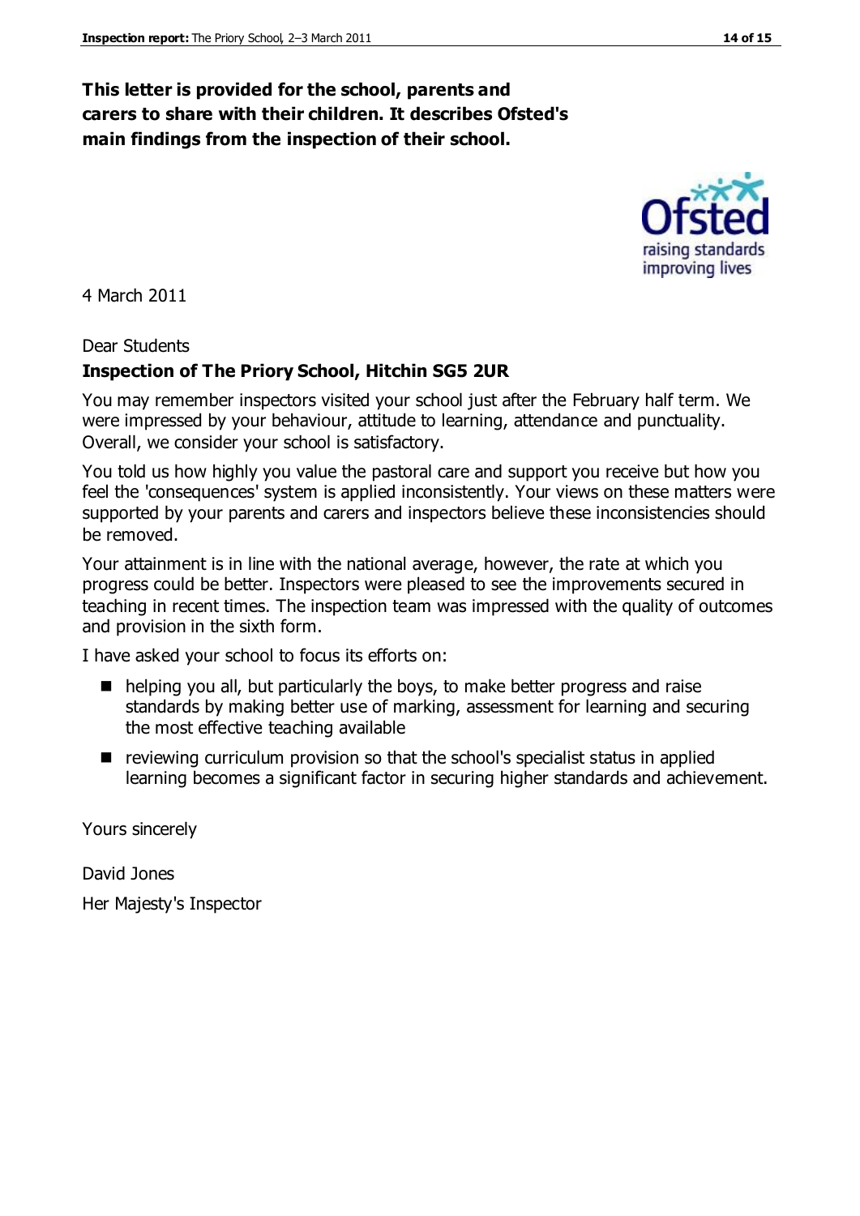**This letter is provided for the school, parents and carers to share with their children. It describes Ofsted's main findings from the inspection of their school.**

4 March 2011

Dear Students

**Inspection of The Priory School, Hitchin SG5 2UR**

You may remember inspectors visited your school just after the February half term. We were impressed by your behaviour, attitude to learning, attendance and punctuality. Overall, we consider your school is satisfactory.

You told us how highly you value the pastoral care and support you receive but how you feel the 'consequences' system is applied inconsistently. Your views on these matters were supported by your parents and carers and inspectors believe these inconsistencies should be removed.

Your attainment is in line with the national average, however, the rate at which you progress could be better. Inspectors were pleased to see the improvements secured in teaching in recent times. The inspection team was impressed with the quality of outcomes and provision in the sixth form.

I have asked your school to focus its efforts on:

- helping you all, but particularly the boys, to make better progress and raise standards by making better use of marking, assessment for learning and securing the most effective teaching available
- reviewing curriculum provision so that the school's specialist status in applied learning becomes a significant factor in securing higher standards and achievement.

Yours sincerely

David Jones

Her Majesty's Inspector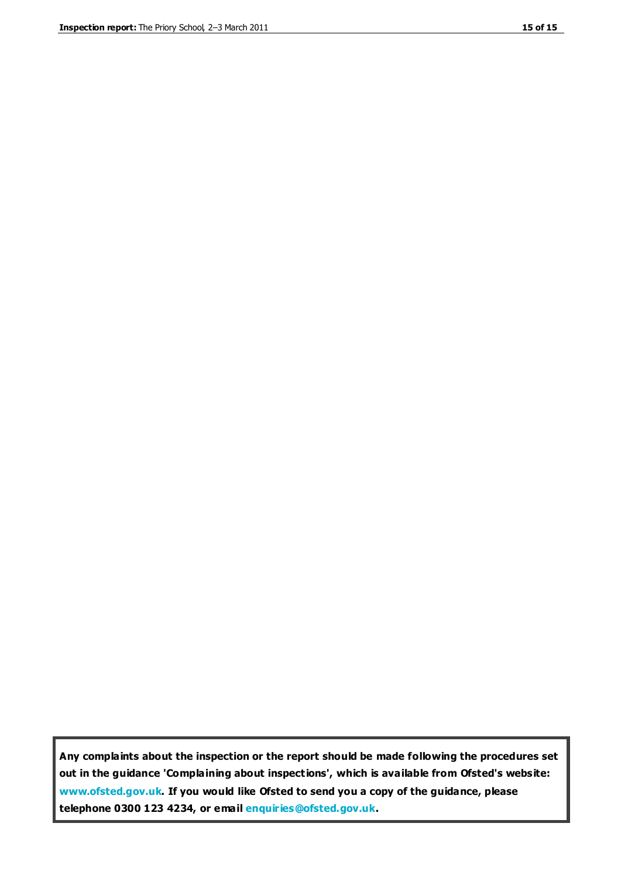**Any complaints about the inspection or the report should be made following the procedures set out in the guidance 'Complaining about inspections', which is available from Ofsted's website: www.ofsted.gov.uk. If you would like Ofsted to send you a copy of the guidance, please telephone 0300 123 4234, or email enquiries@ofsted.gov.uk.**